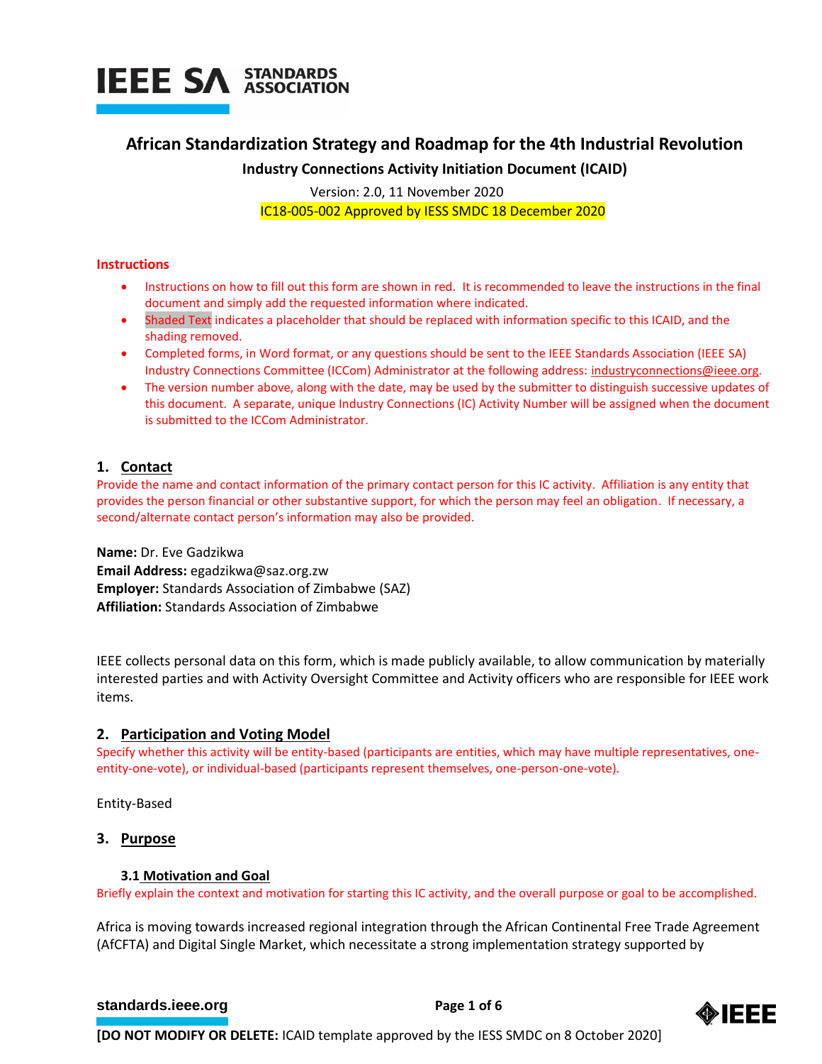# African Standardization Strategy and Roadmap for the 4th Industrial Revolution

**Industry Connections Activity Initiation Document (ICAID)**

Version: 2.0, 11 November 2020

IC18-005-002 Approved by IESS SMDC 18 December 2020

**Instructions**

- Instructions on how to fill out this form are shown in red. It is recommended to leave the instructions in the final document and simply add the requested information where indicated.
- Shaded Text indicates a placeholder that should be replaced with information specific to this ICAID, and the shading removed.
- Completed forms, in Word format, or any questions should be sent to the IEEE Standards Association (IEEE SA) Industry Connections Committee (ICCom) Administrator at the following address: industryconnections@ieee.org.
- The version number above, along with the date, may be used by the submitter to distinguish successive updates of this document. A separate, unique Industry Connections (IC) Activity Number will be assigned when the document is submitted to the ICCom Administrator.

## 1. Contact

Provide the name and contact information of the primary contact person for this IC activity. Affiliation is any entity that provides the person financial or other substantive support, for which the person may feel an obligation. If necessary, a second/alternate contact person's information may also be provided.

**Name:** Dr. Eve Gadzikwa
**Email Address:** egadzikwa@saz.org.zw
**Employer:** Standards Association of Zimbabwe (SAZ)
**Affiliation:** Standards Association of Zimbabwe

IEEE collects personal data on this form, which is made publicly available, to allow communication by materially interested parties and with Activity Oversight Committee and Activity officers who are responsible for IEEE work items.

## 2. Participation and Voting Model

Specify whether this activity will be entity-based (participants are entities, which may have multiple representatives, one-entity-one-vote), or individual-based (participants represent themselves, one-person-one-vote).

Entity-Based

## 3. Purpose

### 3.1 Motivation and Goal

Briefly explain the context and motivation for starting this IC activity, and the overall purpose or goal to be accomplished.

Africa is moving towards increased regional integration through the African Continental Free Trade Agreement (AfCFTA) and Digital Single Market, which necessitate a strong implementation strategy supported by

**[DO NOT MODIFY OR DELETE:** ICAID template approved by the IESS SMDC on 8 October 2020]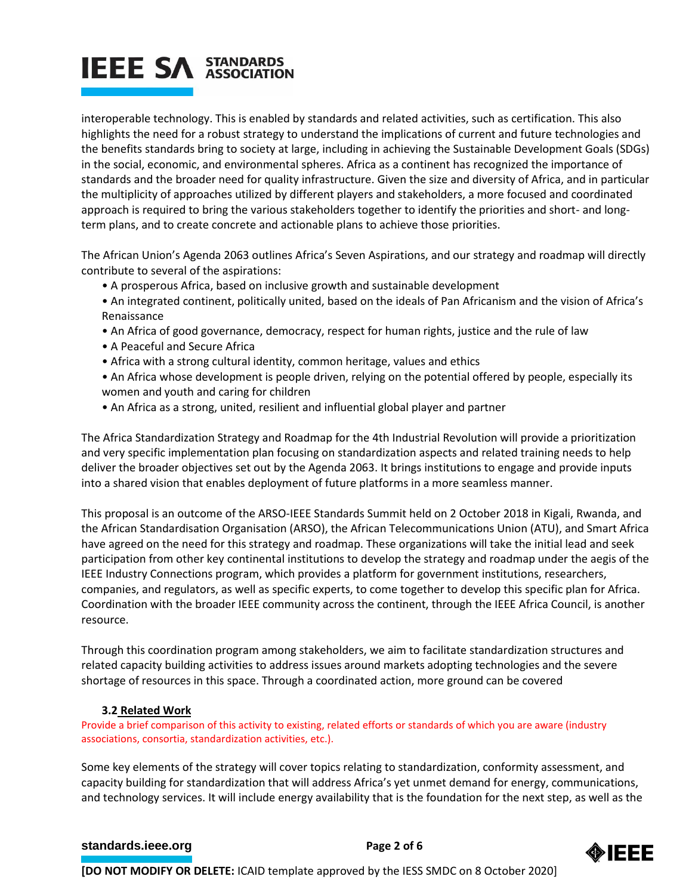interoperable technology. This is enabled by standards and related activities, such as certification. This also highlights the need for a robust strategy to understand the implications of current and future technologies and the benefits standards bring to society at large, including in achieving the Sustainable Development Goals (SDGs) in the social, economic, and environmental spheres. Africa as a continent has recognized the importance of standards and the broader need for quality infrastructure. Given the size and diversity of Africa, and in particular the multiplicity of approaches utilized by different players and stakeholders, a more focused and coordinated approach is required to bring the various stakeholders together to identify the priorities and short- and long-term plans, and to create concrete and actionable plans to achieve those priorities.

The African Union's Agenda 2063 outlines Africa's Seven Aspirations, and our strategy and roadmap will directly contribute to several of the aspirations:

- A prosperous Africa, based on inclusive growth and sustainable development
- An integrated continent, politically united, based on the ideals of Pan Africanism and the vision of Africa's Renaissance
- An Africa of good governance, democracy, respect for human rights, justice and the rule of law
- A Peaceful and Secure Africa
- Africa with a strong cultural identity, common heritage, values and ethics
- An Africa whose development is people driven, relying on the potential offered by people, especially its women and youth and caring for children
- An Africa as a strong, united, resilient and influential global player and partner

The Africa Standardization Strategy and Roadmap for the 4th Industrial Revolution will provide a prioritization and very specific implementation plan focusing on standardization aspects and related training needs to help deliver the broader objectives set out by the Agenda 2063. It brings institutions to engage and provide inputs into a shared vision that enables deployment of future platforms in a more seamless manner.

This proposal is an outcome of the ARSO-IEEE Standards Summit held on 2 October 2018 in Kigali, Rwanda, and the African Standardisation Organisation (ARSO), the African Telecommunications Union (ATU), and Smart Africa have agreed on the need for this strategy and roadmap. These organizations will take the initial lead and seek participation from other key continental institutions to develop the strategy and roadmap under the aegis of the IEEE Industry Connections program, which provides a platform for government institutions, researchers, companies, and regulators, as well as specific experts, to come together to develop this specific plan for Africa. Coordination with the broader IEEE community across the continent, through the IEEE Africa Council, is another resource.

Through this coordination program among stakeholders, we aim to facilitate standardization structures and related capacity building activities to address issues around markets adopting technologies and the severe shortage of resources in this space. Through a coordinated action, more ground can be covered

### 3.2 Related Work

Provide a brief comparison of this activity to existing, related efforts or standards of which you are aware (industry associations, consortia, standardization activities, etc.).

Some key elements of the strategy will cover topics relating to standardization, conformity assessment, and capacity building for standardization that will address Africa's yet unmet demand for energy, communications, and technology services. It will include energy availability that is the foundation for the next step, as well as the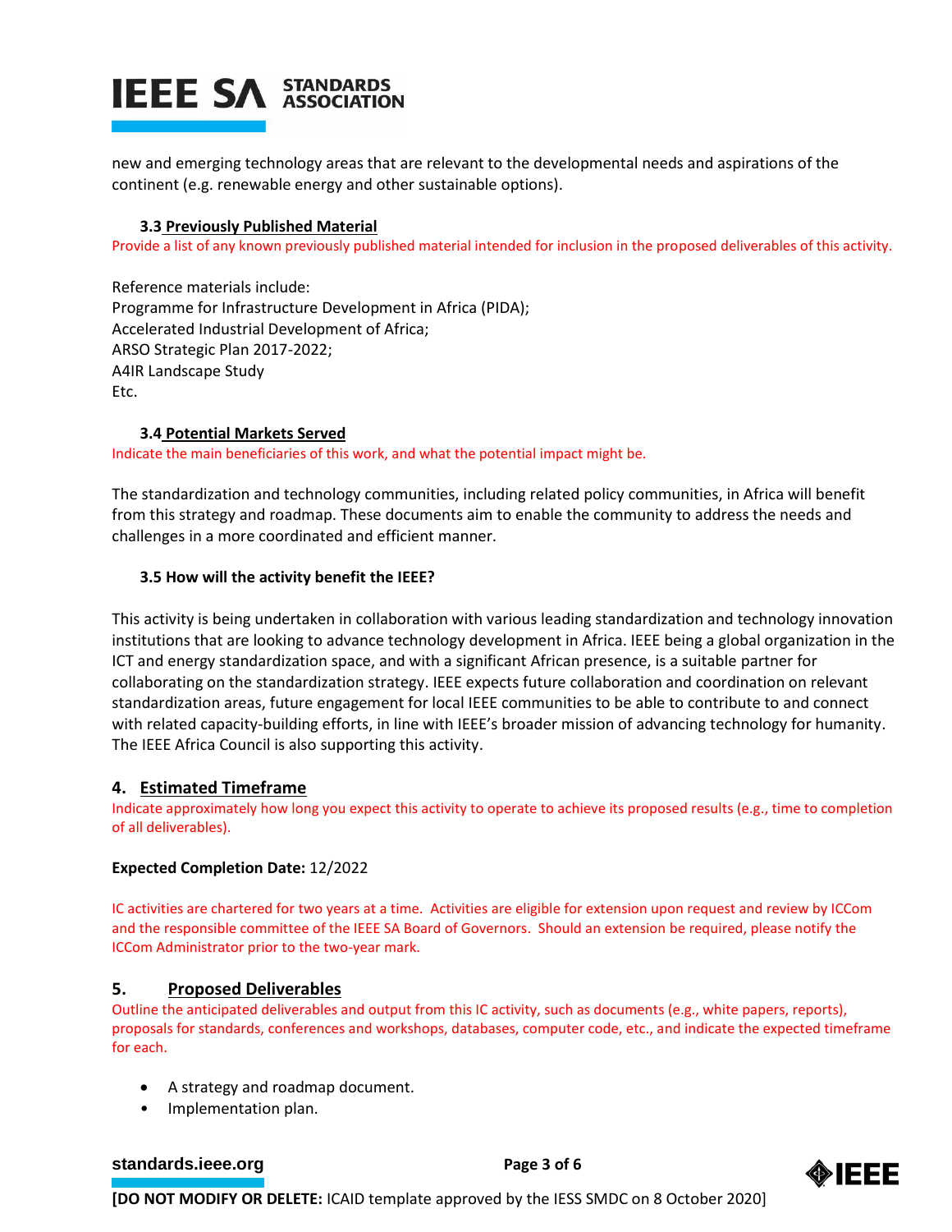new and emerging technology areas that are relevant to the developmental needs and aspirations of the continent (e.g. renewable energy and other sustainable options).

### 3.3 Previously Published Material

Provide a list of any known previously published material intended for inclusion in the proposed deliverables of this activity.

Reference materials include:
Programme for Infrastructure Development in Africa (PIDA);
Accelerated Industrial Development of Africa;
ARSO Strategic Plan 2017-2022;
A4IR Landscape Study
Etc.

### 3.4 Potential Markets Served

Indicate the main beneficiaries of this work, and what the potential impact might be.

The standardization and technology communities, including related policy communities, in Africa will benefit from this strategy and roadmap. These documents aim to enable the community to address the needs and challenges in a more coordinated and efficient manner.

### 3.5 How will the activity benefit the IEEE?

This activity is being undertaken in collaboration with various leading standardization and technology innovation institutions that are looking to advance technology development in Africa. IEEE being a global organization in the ICT and energy standardization space, and with a significant African presence, is a suitable partner for collaborating on the standardization strategy. IEEE expects future collaboration and coordination on relevant standardization areas, future engagement for local IEEE communities to be able to contribute to and connect with related capacity-building efforts, in line with IEEE's broader mission of advancing technology for humanity. The IEEE Africa Council is also supporting this activity.

## 4. Estimated Timeframe

Indicate approximately how long you expect this activity to operate to achieve its proposed results (e.g., time to completion of all deliverables).

**Expected Completion Date:** 12/2022

IC activities are chartered for two years at a time. Activities are eligible for extension upon request and review by ICCom and the responsible committee of the IEEE SA Board of Governors. Should an extension be required, please notify the ICCom Administrator prior to the two-year mark.

## 5. Proposed Deliverables

Outline the anticipated deliverables and output from this IC activity, such as documents (e.g., white papers, reports), proposals for standards, conferences and workshops, databases, computer code, etc., and indicate the expected timeframe for each.

- A strategy and roadmap document.
- Implementation plan.

**[DO NOT MODIFY OR DELETE:** ICAID template approved by the IESS SMDC on 8 October 2020]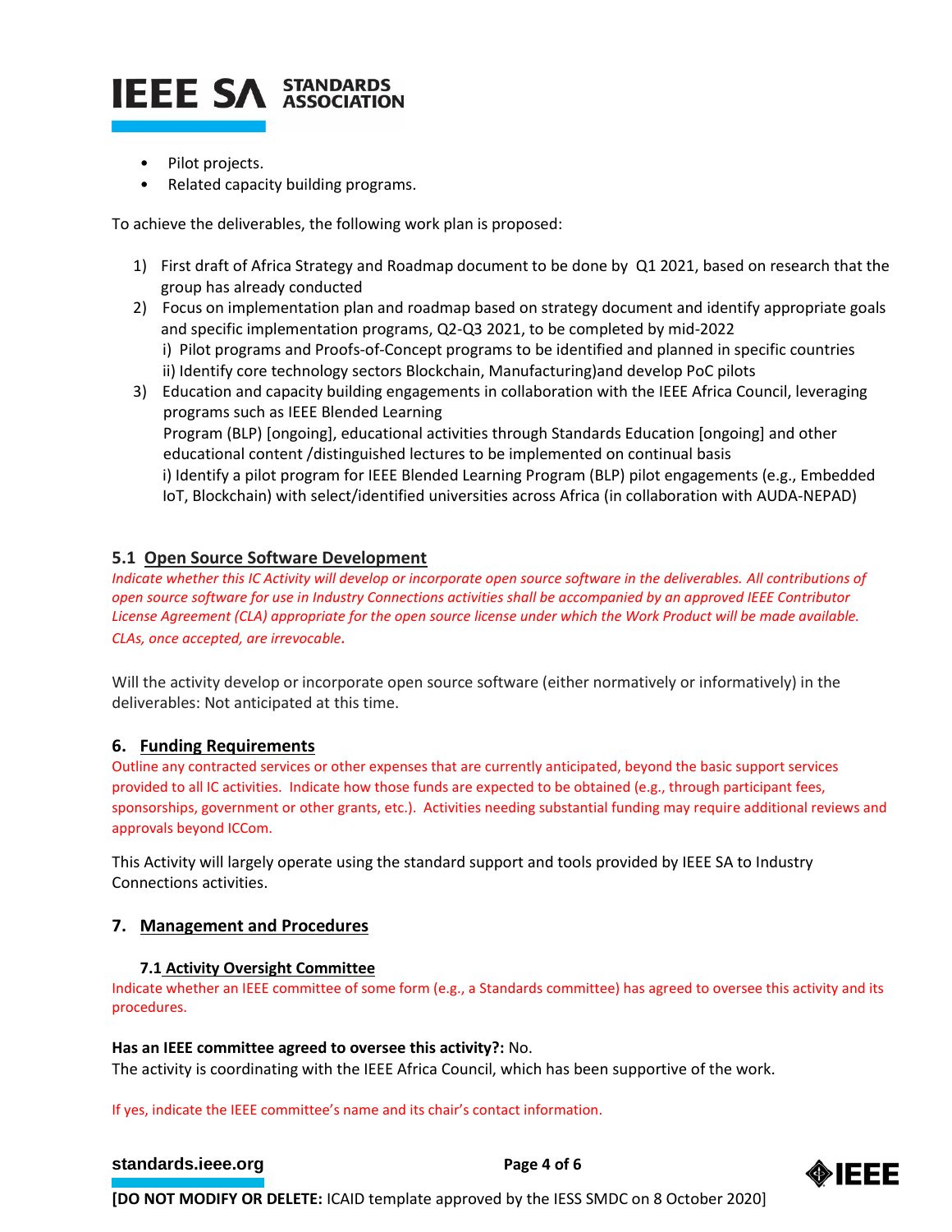- Pilot projects.
- Related capacity building programs.

To achieve the deliverables, the following work plan is proposed:

1) First draft of Africa Strategy and Roadmap document to be done by Q1 2021, based on research that the group has already conducted
2) Focus on implementation plan and roadmap based on strategy document and identify appropriate goals and specific implementation programs, Q2-Q3 2021, to be completed by mid-2022
   i) Pilot programs and Proofs-of-Concept programs to be identified and planned in specific countries
   ii) Identify core technology sectors Blockchain, Manufacturing)and develop PoC pilots
3) Education and capacity building engagements in collaboration with the IEEE Africa Council, leveraging programs such as IEEE Blended Learning Program (BLP) [ongoing], educational activities through Standards Education [ongoing] and other educational content /distinguished lectures to be implemented on continual basis
   i) Identify a pilot program for IEEE Blended Learning Program (BLP) pilot engagements (e.g., Embedded IoT, Blockchain) with select/identified universities across Africa (in collaboration with AUDA-NEPAD)

### 5.1 Open Source Software Development

*Indicate whether this IC Activity will develop or incorporate open source software in the deliverables. All contributions of open source software for use in Industry Connections activities shall be accompanied by an approved IEEE Contributor License Agreement (CLA) appropriate for the open source license under which the Work Product will be made available. CLAs, once accepted, are irrevocable.*

Will the activity develop or incorporate open source software (either normatively or informatively) in the deliverables: Not anticipated at this time.

## 6. Funding Requirements

Outline any contracted services or other expenses that are currently anticipated, beyond the basic support services provided to all IC activities. Indicate how those funds are expected to be obtained (e.g., through participant fees, sponsorships, government or other grants, etc.). Activities needing substantial funding may require additional reviews and approvals beyond ICCom.

This Activity will largely operate using the standard support and tools provided by IEEE SA to Industry Connections activities.

## 7. Management and Procedures

### 7.1 Activity Oversight Committee

Indicate whether an IEEE committee of some form (e.g., a Standards committee) has agreed to oversee this activity and its procedures.

**Has an IEEE committee agreed to oversee this activity?:** No.
The activity is coordinating with the IEEE Africa Council, which has been supportive of the work.

If yes, indicate the IEEE committee's name and its chair's contact information.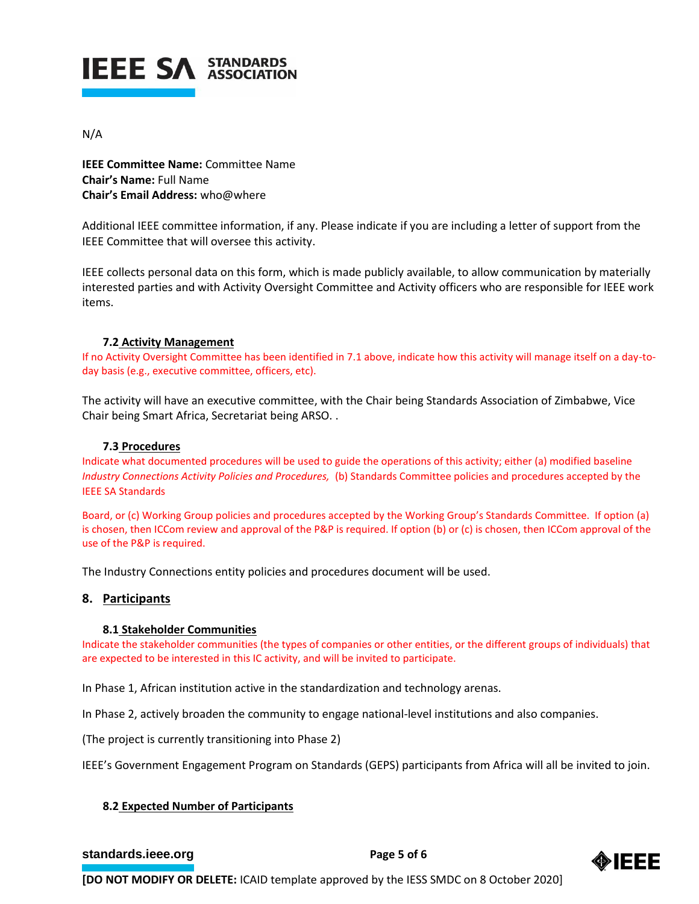N/A

**IEEE Committee Name:** Committee Name
**Chair's Name:** Full Name
**Chair's Email Address:** who@where

Additional IEEE committee information, if any. Please indicate if you are including a letter of support from the IEEE Committee that will oversee this activity.

IEEE collects personal data on this form, which is made publicly available, to allow communication by materially interested parties and with Activity Oversight Committee and Activity officers who are responsible for IEEE work items.

### 7.2 Activity Management

If no Activity Oversight Committee has been identified in 7.1 above, indicate how this activity will manage itself on a day-to-day basis (e.g., executive committee, officers, etc).

The activity will have an executive committee, with the Chair being Standards Association of Zimbabwe, Vice Chair being Smart Africa, Secretariat being ARSO. .

### 7.3 Procedures

Indicate what documented procedures will be used to guide the operations of this activity; either (a) modified baseline *Industry Connections Activity Policies and Procedures,* (b) Standards Committee policies and procedures accepted by the IEEE SA Standards

Board, or (c) Working Group policies and procedures accepted by the Working Group's Standards Committee. If option (a) is chosen, then ICCom review and approval of the P&P is required. If option (b) or (c) is chosen, then ICCom approval of the use of the P&P is required.

The Industry Connections entity policies and procedures document will be used.

## 8. Participants

### 8.1 Stakeholder Communities

Indicate the stakeholder communities (the types of companies or other entities, or the different groups of individuals) that are expected to be interested in this IC activity, and will be invited to participate.

In Phase 1, African institution active in the standardization and technology arenas.

In Phase 2, actively broaden the community to engage national-level institutions and also companies.

(The project is currently transitioning into Phase 2)

IEEE's Government Engagement Program on Standards (GEPS) participants from Africa will all be invited to join.

### 8.2 Expected Number of Participants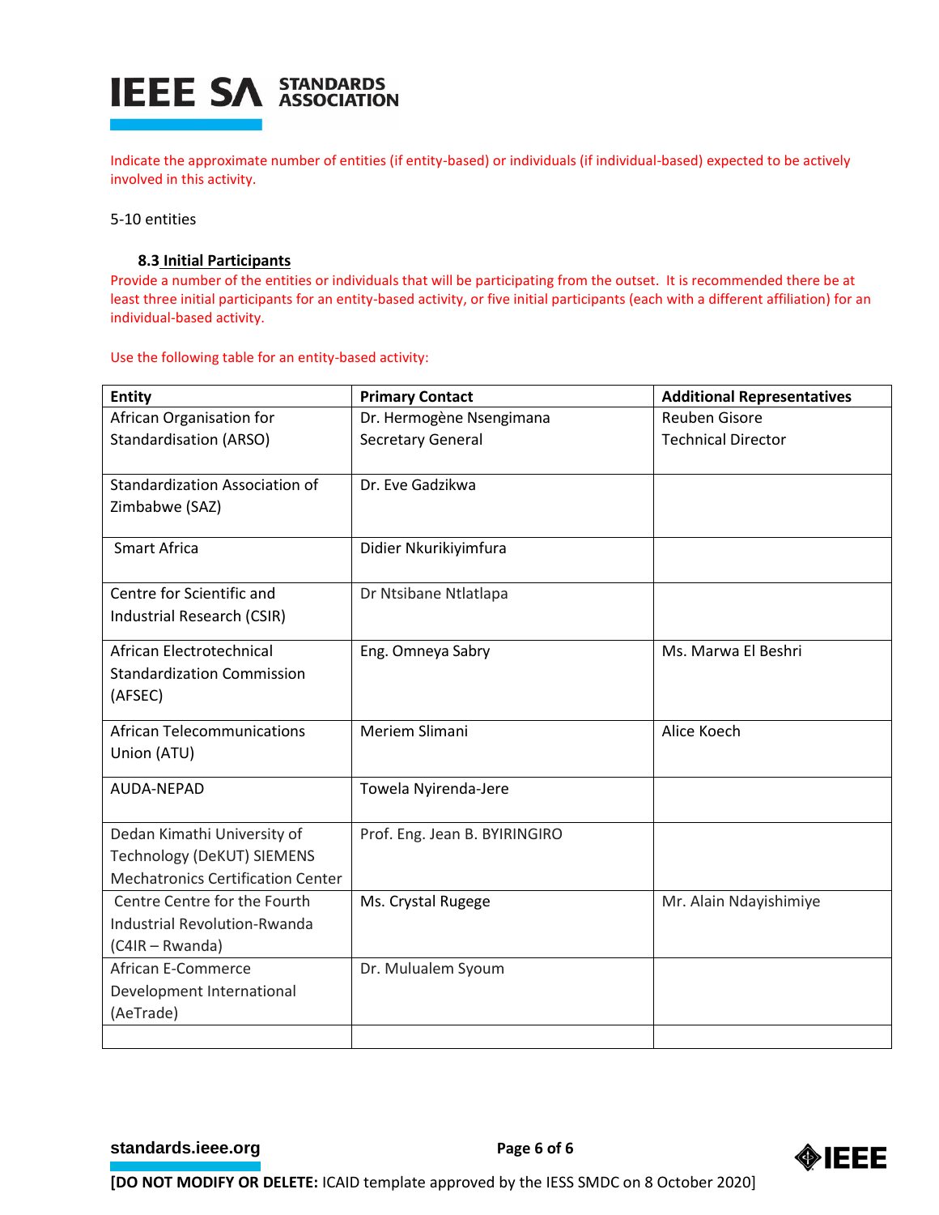Indicate the approximate number of entities (if entity-based) or individuals (if individual-based) expected to be actively involved in this activity.

5-10 entities

### 8.3 Initial Participants

Provide a number of the entities or individuals that will be participating from the outset. It is recommended there be at least three initial participants for an entity-based activity, or five initial participants (each with a different affiliation) for an individual-based activity.

Use the following table for an entity-based activity:

| Entity | Primary Contact | Additional Representatives |
|---|---|---|
| African Organisation for Standardisation (ARSO) | Dr. Hermogène Nsengimana<br>Secretary General | Reuben Gisore<br>Technical Director |
| Standardization Association of Zimbabwe (SAZ) | Dr. Eve Gadzikwa | |
| Smart Africa | Didier Nkurikiyimfura | |
| Centre for Scientific and Industrial Research (CSIR) | Dr Ntsibane Ntlatlapa | |
| African Electrotechnical Standardization Commission (AFSEC) | Eng. Omneya Sabry | Ms. Marwa El Beshri |
| African Telecommunications Union (ATU) | Meriem Slimani | Alice Koech |
| AUDA-NEPAD | Towela Nyirenda-Jere | |
| Dedan Kimathi University of Technology (DeKUT) SIEMENS Mechatronics Certification Center | Prof. Eng. Jean B. BYIRINGIRO | |
| Centre Centre for the Fourth Industrial Revolution-Rwanda (C4IR – Rwanda) | Ms. Crystal Rugege | Mr. Alain Ndayishimiye |
| African E-Commerce Development International (AeTrade) | Dr. Mulualem Syoum | |
| | | |

**[DO NOT MODIFY OR DELETE:** ICAID template approved by the IESS SMDC on 8 October 2020]